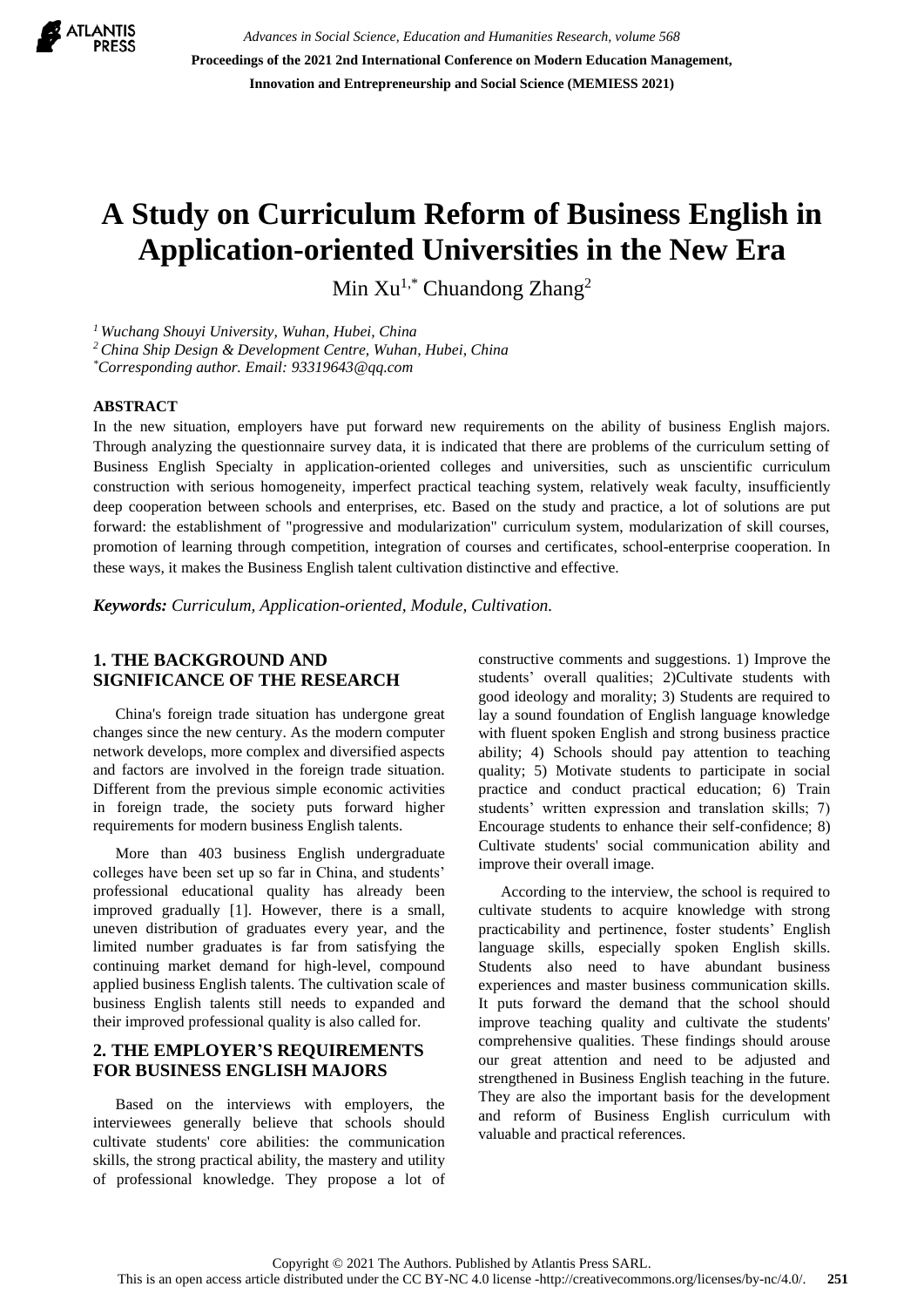# A Study on Curriculum Reform of Business English in Application-oriented Universities in the New Era

Min Xu[1,*] Chuandong Zhang[2]

[1] *Wuchang Shouyi University, Wuhan, Hubei, China*
[2] *China Ship Design & Development Centre, Wuhan, Hubei, China*
[*] *Corresponding author. Email: 93319643@qq.com*

## ABSTRACT

In the new situation, employers have put forward new requirements on the ability of business English majors. Through analyzing the questionnaire survey data, it is indicated that there are problems of the curriculum setting of Business English Specialty in application-oriented colleges and universities, such as unscientific curriculum construction with serious homogeneity, imperfect practical teaching system, relatively weak faculty, insufficiently deep cooperation between schools and enterprises, etc. Based on the study and practice, a lot of solutions are put forward: the establishment of "progressive and modularization" curriculum system, modularization of skill courses, promotion of learning through competition, integration of courses and certificates, school-enterprise cooperation. In these ways, it makes the Business English talent cultivation distinctive and effective.

***Keywords:*** *Curriculum, Application-oriented, Module, Cultivation.*

## 1. THE BACKGROUND AND SIGNIFICANCE OF THE RESEARCH

China's foreign trade situation has undergone great changes since the new century. As the modern computer network develops, more complex and diversified aspects and factors are involved in the foreign trade situation. Different from the previous simple economic activities in foreign trade, the society puts forward higher requirements for modern business English talents.

More than 403 business English undergraduate colleges have been set up so far in China, and students' professional educational quality has already been improved gradually [1]. However, there is a small, uneven distribution of graduates every year, and the limited number graduates is far from satisfying the continuing market demand for high-level, compound applied business English talents. The cultivation scale of business English talents still needs to expanded and their improved professional quality is also called for.

## 2. THE EMPLOYER'S REQUIREMENTS FOR BUSINESS ENGLISH MAJORS

Based on the interviews with employers, the interviewees generally believe that schools should cultivate students' core abilities: the communication skills, the strong practical ability, the mastery and utility of professional knowledge. They propose a lot of constructive comments and suggestions. 1) Improve the students' overall qualities; 2)Cultivate students with good ideology and morality; 3) Students are required to lay a sound foundation of English language knowledge with fluent spoken English and strong business practice ability; 4) Schools should pay attention to teaching quality; 5) Motivate students to participate in social practice and conduct practical education; 6) Train students' written expression and translation skills; 7) Encourage students to enhance their self-confidence; 8) Cultivate students' social communication ability and improve their overall image.

According to the interview, the school is required to cultivate students to acquire knowledge with strong practicability and pertinence, foster students' English language skills, especially spoken English skills. Students also need to have abundant business experiences and master business communication skills. It puts forward the demand that the school should improve teaching quality and cultivate the students' comprehensive qualities. These findings should arouse our great attention and need to be adjusted and strengthened in Business English teaching in the future. They are also the important basis for the development and reform of Business English curriculum with valuable and practical references.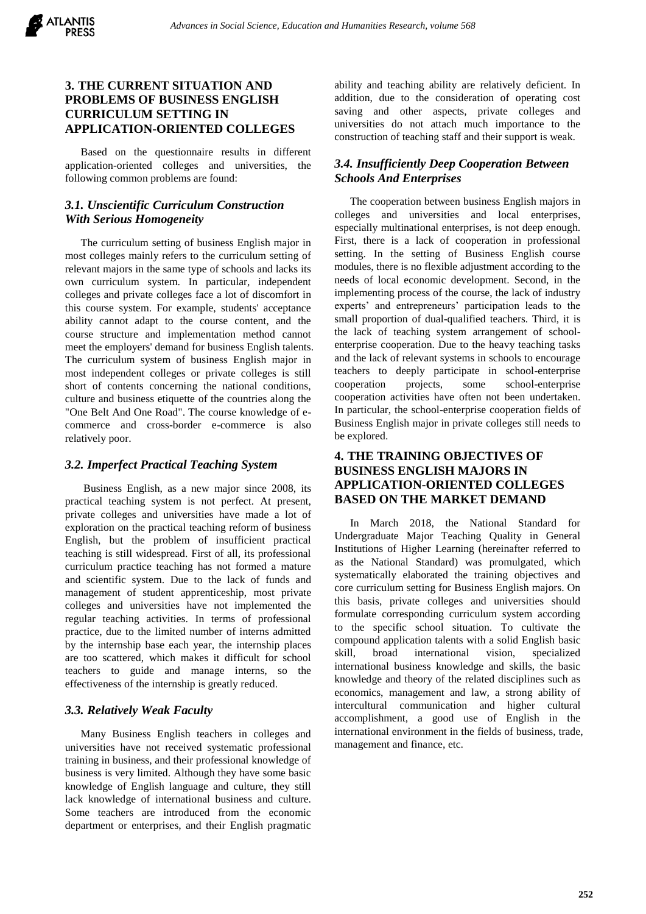## 3. THE CURRENT SITUATION AND PROBLEMS OF BUSINESS ENGLISH CURRICULUM SETTING IN APPLICATION-ORIENTED COLLEGES

Based on the questionnaire results in different application-oriented colleges and universities, the following common problems are found:

### *3.1. Unscientific Curriculum Construction With Serious Homogeneity*

The curriculum setting of business English major in most colleges mainly refers to the curriculum setting of relevant majors in the same type of schools and lacks its own curriculum system. In particular, independent colleges and private colleges face a lot of discomfort in this course system. For example, students' acceptance ability cannot adapt to the course content, and the course structure and implementation method cannot meet the employers' demand for business English talents. The curriculum system of business English major in most independent colleges or private colleges is still short of contents concerning the national conditions, culture and business etiquette of the countries along the "One Belt And One Road". The course knowledge of e-commerce and cross-border e-commerce is also relatively poor.

### *3.2. Imperfect Practical Teaching System*

Business English, as a new major since 2008, its practical teaching system is not perfect. At present, private colleges and universities have made a lot of exploration on the practical teaching reform of business English, but the problem of insufficient practical teaching is still widespread. First of all, its professional curriculum practice teaching has not formed a mature and scientific system. Due to the lack of funds and management of student apprenticeship, most private colleges and universities have not implemented the regular teaching activities. In terms of professional practice, due to the limited number of interns admitted by the internship base each year, the internship places are too scattered, which makes it difficult for school teachers to guide and manage interns, so the effectiveness of the internship is greatly reduced.

### *3.3. Relatively Weak Faculty*

Many Business English teachers in colleges and universities have not received systematic professional training in business, and their professional knowledge of business is very limited. Although they have some basic knowledge of English language and culture, they still lack knowledge of international business and culture. Some teachers are introduced from the economic department or enterprises, and their English pragmatic ability and teaching ability are relatively deficient. In addition, due to the consideration of operating cost saving and other aspects, private colleges and universities do not attach much importance to the construction of teaching staff and their support is weak.

### *3.4. Insufficiently Deep Cooperation Between Schools And Enterprises*

The cooperation between business English majors in colleges and universities and local enterprises, especially multinational enterprises, is not deep enough. First, there is a lack of cooperation in professional setting. In the setting of Business English course modules, there is no flexible adjustment according to the needs of local economic development. Second, in the implementing process of the course, the lack of industry experts' and entrepreneurs' participation leads to the small proportion of dual-qualified teachers. Third, it is the lack of teaching system arrangement of school-enterprise cooperation. Due to the heavy teaching tasks and the lack of relevant systems in schools to encourage teachers to deeply participate in school-enterprise cooperation projects, some school-enterprise cooperation activities have often not been undertaken. In particular, the school-enterprise cooperation fields of Business English major in private colleges still needs to be explored.

## 4. THE TRAINING OBJECTIVES OF BUSINESS ENGLISH MAJORS IN APPLICATION-ORIENTED COLLEGES BASED ON THE MARKET DEMAND

In March 2018, the National Standard for Undergraduate Major Teaching Quality in General Institutions of Higher Learning (hereinafter referred to as the National Standard) was promulgated, which systematically elaborated the training objectives and core curriculum setting for Business English majors. On this basis, private colleges and universities should formulate corresponding curriculum system according to the specific school situation. To cultivate the compound application talents with a solid English basic skill, broad international vision, specialized international business knowledge and skills, the basic knowledge and theory of the related disciplines such as economics, management and law, a strong ability of intercultural communication and higher cultural accomplishment, a good use of English in the international environment in the fields of business, trade, management and finance, etc.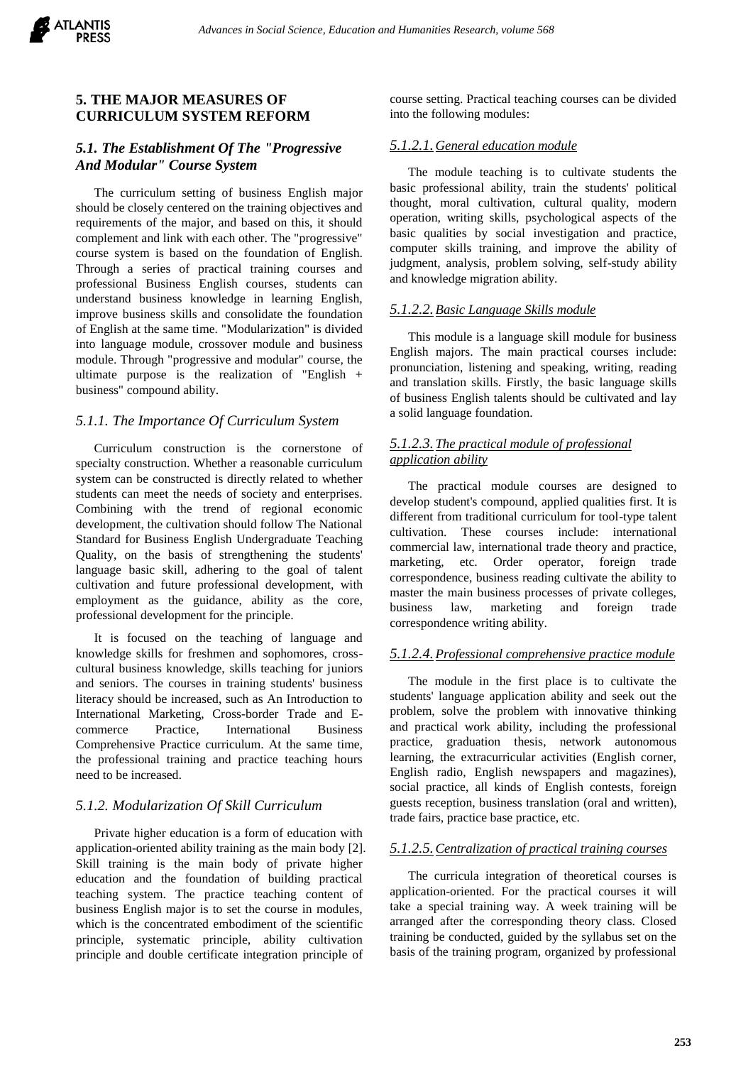## 5. THE MAJOR MEASURES OF CURRICULUM SYSTEM REFORM

### *5.1. The Establishment Of The "Progressive And Modular" Course System*

The curriculum setting of business English major should be closely centered on the training objectives and requirements of the major, and based on this, it should complement and link with each other. The "progressive" course system is based on the foundation of English. Through a series of practical training courses and professional Business English courses, students can understand business knowledge in learning English, improve business skills and consolidate the foundation of English at the same time. "Modularization" is divided into language module, crossover module and business module. Through "progressive and modular" course, the ultimate purpose is the realization of "English + business" compound ability.

#### *5.1.1. The Importance Of Curriculum System*

Curriculum construction is the cornerstone of specialty construction. Whether a reasonable curriculum system can be constructed is directly related to whether students can meet the needs of society and enterprises. Combining with the trend of regional economic development, the cultivation should follow The National Standard for Business English Undergraduate Teaching Quality, on the basis of strengthening the students' language basic skill, adhering to the goal of talent cultivation and future professional development, with employment as the guidance, ability as the core, professional development for the principle.

It is focused on the teaching of language and knowledge skills for freshmen and sophomores, cross-cultural business knowledge, skills teaching for juniors and seniors. The courses in training students' business literacy should be increased, such as An Introduction to International Marketing, Cross-border Trade and E-commerce Practice, International Business Comprehensive Practice curriculum. At the same time, the professional training and practice teaching hours need to be increased.

#### *5.1.2. Modularization Of Skill Curriculum*

Private higher education is a form of education with application-oriented ability training as the main body [2]. Skill training is the main body of private higher education and the foundation of building practical teaching system. The practice teaching content of business English major is to set the course in modules, which is the concentrated embodiment of the scientific principle, systematic principle, ability cultivation principle and double certificate integration principle of course setting. Practical teaching courses can be divided into the following modules:

##### *5.1.2.1. General education module*

The module teaching is to cultivate students the basic professional ability, train the students' political thought, moral cultivation, cultural quality, modern operation, writing skills, psychological aspects of the basic qualities by social investigation and practice, computer skills training, and improve the ability of judgment, analysis, problem solving, self-study ability and knowledge migration ability.

##### *5.1.2.2. Basic Language Skills module*

This module is a language skill module for business English majors. The main practical courses include: pronunciation, listening and speaking, writing, reading and translation skills. Firstly, the basic language skills of business English talents should be cultivated and lay a solid language foundation.

##### *5.1.2.3. The practical module of professional application ability*

The practical module courses are designed to develop student's compound, applied qualities first. It is different from traditional curriculum for tool-type talent cultivation. These courses include: international commercial law, international trade theory and practice, marketing, etc. Order operator, foreign trade correspondence, business reading cultivate the ability to master the main business processes of private colleges, business law, marketing and foreign trade correspondence writing ability.

##### *5.1.2.4. Professional comprehensive practice module*

The module in the first place is to cultivate the students' language application ability and seek out the problem, solve the problem with innovative thinking and practical work ability, including the professional practice, graduation thesis, network autonomous learning, the extracurricular activities (English corner, English radio, English newspapers and magazines), social practice, all kinds of English contests, foreign guests reception, business translation (oral and written), trade fairs, practice base practice, etc.

##### *5.1.2.5. Centralization of practical training courses*

The curricula integration of theoretical courses is application-oriented. For the practical courses it will take a special training way. A week training will be arranged after the corresponding theory class. Closed training be conducted, guided by the syllabus set on the basis of the training program, organized by professional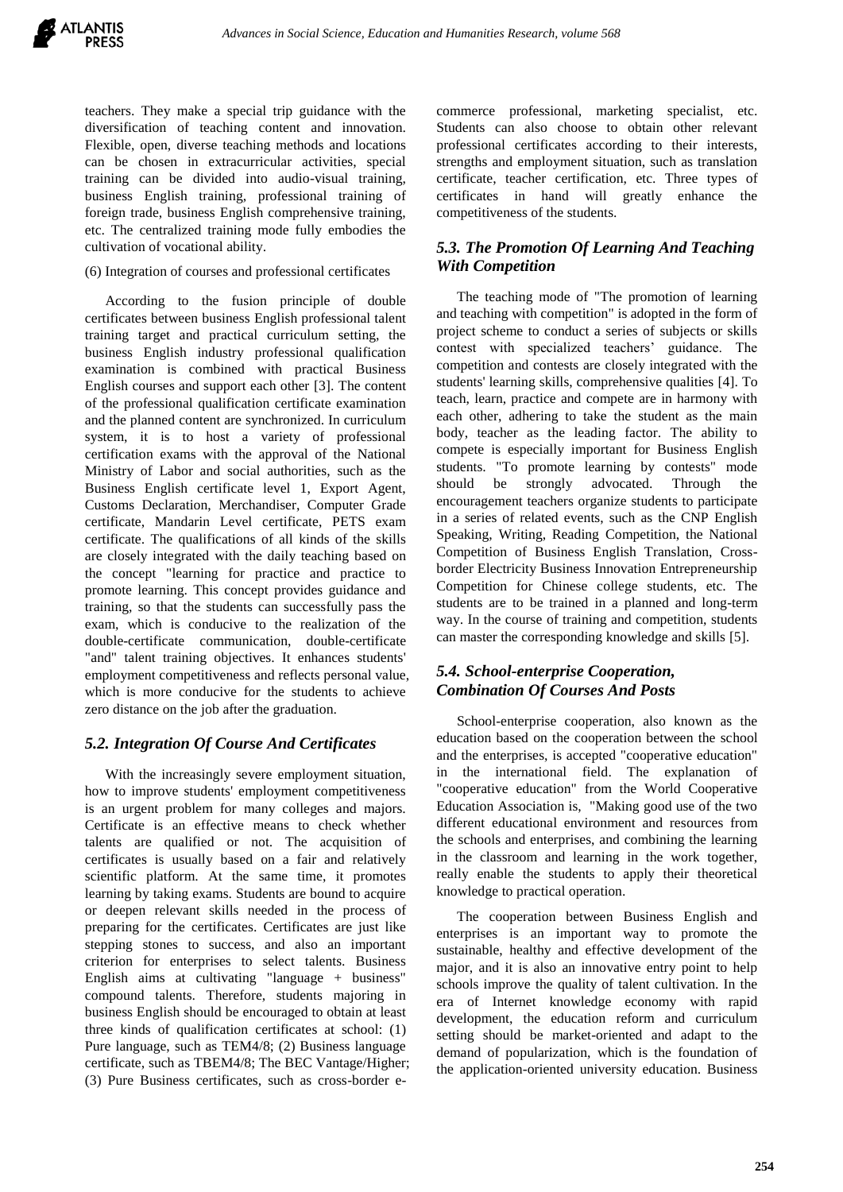teachers. They make a special trip guidance with the diversification of teaching content and innovation. Flexible, open, diverse teaching methods and locations can be chosen in extracurricular activities, special training can be divided into audio-visual training, business English training, professional training of foreign trade, business English comprehensive training, etc. The centralized training mode fully embodies the cultivation of vocational ability.

(6) Integration of courses and professional certificates

According to the fusion principle of double certificates between business English professional talent training target and practical curriculum setting, the business English industry professional qualification examination is combined with practical Business English courses and support each other [3]. The content of the professional qualification certificate examination and the planned content are synchronized. In curriculum system, it is to host a variety of professional certification exams with the approval of the National Ministry of Labor and social authorities, such as the Business English certificate level 1, Export Agent, Customs Declaration, Merchandiser, Computer Grade certificate, Mandarin Level certificate, PETS exam certificate. The qualifications of all kinds of the skills are closely integrated with the daily teaching based on the concept "learning for practice and practice to promote learning. This concept provides guidance and training, so that the students can successfully pass the exam, which is conducive to the realization of the double-certificate communication, double-certificate "and" talent training objectives. It enhances students' employment competitiveness and reflects personal value, which is more conducive for the students to achieve zero distance on the job after the graduation.

### *5.2. Integration Of Course And Certificates*

With the increasingly severe employment situation, how to improve students' employment competitiveness is an urgent problem for many colleges and majors. Certificate is an effective means to check whether talents are qualified or not. The acquisition of certificates is usually based on a fair and relatively scientific platform. At the same time, it promotes learning by taking exams. Students are bound to acquire or deepen relevant skills needed in the process of preparing for the certificates. Certificates are just like stepping stones to success, and also an important criterion for enterprises to select talents. Business English aims at cultivating "language + business" compound talents. Therefore, students majoring in business English should be encouraged to obtain at least three kinds of qualification certificates at school: (1) Pure language, such as TEM4/8; (2) Business language certificate, such as TBEM4/8; The BEC Vantage/Higher; (3) Pure Business certificates, such as cross-border e-commerce professional, marketing specialist, etc. Students can also choose to obtain other relevant professional certificates according to their interests, strengths and employment situation, such as translation certificate, teacher certification, etc. Three types of certificates in hand will greatly enhance the competitiveness of the students.

### *5.3. The Promotion Of Learning And Teaching With Competition*

The teaching mode of "The promotion of learning and teaching with competition" is adopted in the form of project scheme to conduct a series of subjects or skills contest with specialized teachers' guidance. The competition and contests are closely integrated with the students' learning skills, comprehensive qualities [4]. To teach, learn, practice and compete are in harmony with each other, adhering to take the student as the main body, teacher as the leading factor. The ability to compete is especially important for Business English students. "To promote learning by contests" mode should be strongly advocated. Through the encouragement teachers organize students to participate in a series of related events, such as the CNP English Speaking, Writing, Reading Competition, the National Competition of Business English Translation, Cross-border Electricity Business Innovation Entrepreneurship Competition for Chinese college students, etc. The students are to be trained in a planned and long-term way. In the course of training and competition, students can master the corresponding knowledge and skills [5].

### *5.4. School-enterprise Cooperation, Combination Of Courses And Posts*

School-enterprise cooperation, also known as the education based on the cooperation between the school and the enterprises, is accepted "cooperative education" in the international field. The explanation of "cooperative education" from the World Cooperative Education Association is, "Making good use of the two different educational environment and resources from the schools and enterprises, and combining the learning in the classroom and learning in the work together, really enable the students to apply their theoretical knowledge to practical operation.

The cooperation between Business English and enterprises is an important way to promote the sustainable, healthy and effective development of the major, and it is also an innovative entry point to help schools improve the quality of talent cultivation. In the era of Internet knowledge economy with rapid development, the education reform and curriculum setting should be market-oriented and adapt to the demand of popularization, which is the foundation of the application-oriented university education. Business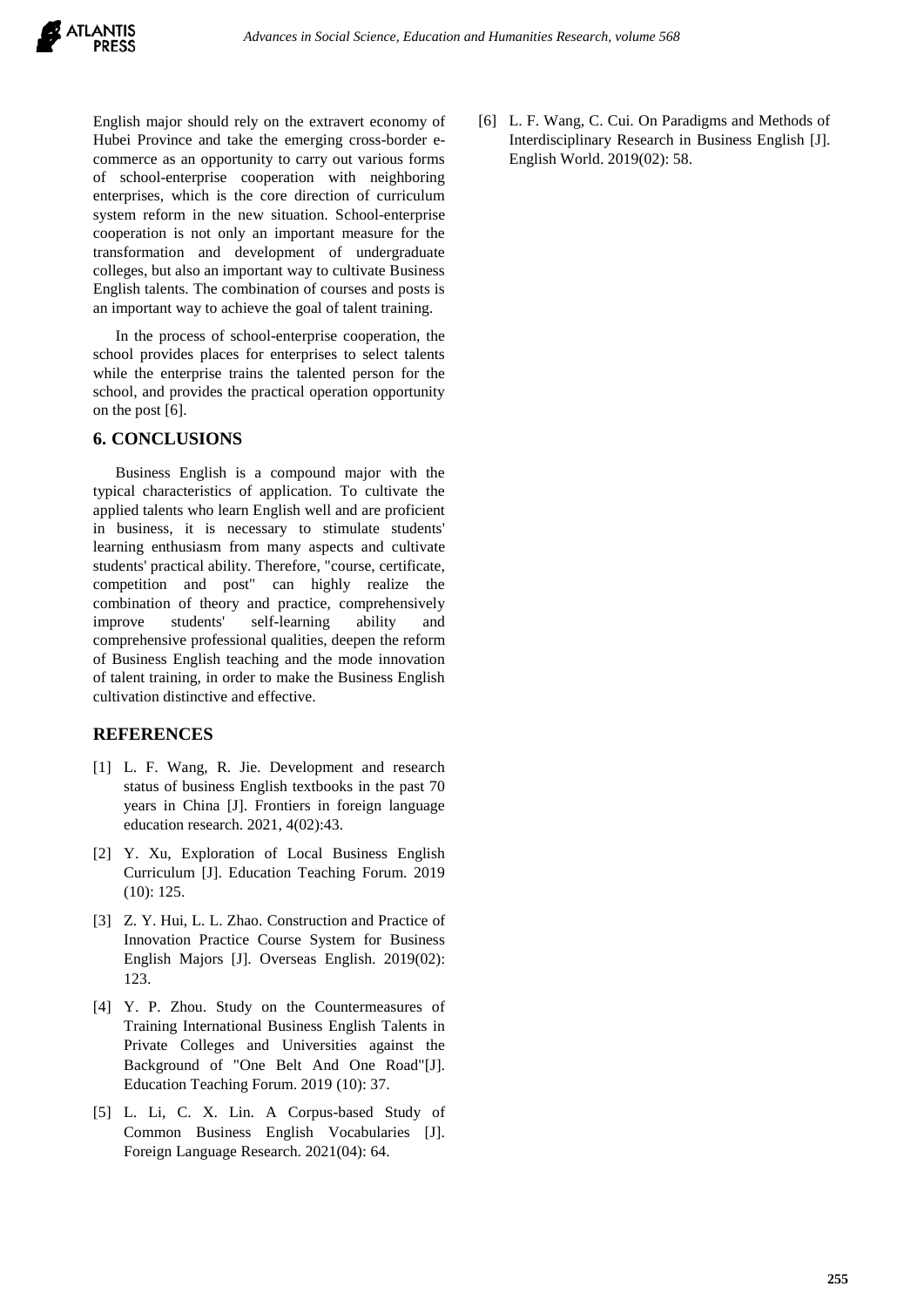English major should rely on the extravert economy of Hubei Province and take the emerging cross-border e-commerce as an opportunity to carry out various forms of school-enterprise cooperation with neighboring enterprises, which is the core direction of curriculum system reform in the new situation. School-enterprise cooperation is not only an important measure for the transformation and development of undergraduate colleges, but also an important way to cultivate Business English talents. The combination of courses and posts is an important way to achieve the goal of talent training.

In the process of school-enterprise cooperation, the school provides places for enterprises to select talents while the enterprise trains the talented person for the school, and provides the practical operation opportunity on the post [6].

## 6. CONCLUSIONS

Business English is a compound major with the typical characteristics of application. To cultivate the applied talents who learn English well and are proficient in business, it is necessary to stimulate students' learning enthusiasm from many aspects and cultivate students' practical ability. Therefore, "course, certificate, competition and post" can highly realize the combination of theory and practice, comprehensively improve students' self-learning ability and comprehensive professional qualities, deepen the reform of Business English teaching and the mode innovation of talent training, in order to make the Business English cultivation distinctive and effective.

## REFERENCES

[1] L. F. Wang, R. Jie. Development and research status of business English textbooks in the past 70 years in China [J]. Frontiers in foreign language education research. 2021, 4(02):43.

[2] Y. Xu, Exploration of Local Business English Curriculum [J]. Education Teaching Forum. 2019 (10): 125.

[3] Z. Y. Hui, L. L. Zhao. Construction and Practice of Innovation Practice Course System for Business English Majors [J]. Overseas English. 2019(02): 123.

[4] Y. P. Zhou. Study on the Countermeasures of Training International Business English Talents in Private Colleges and Universities against the Background of "One Belt And One Road"[J]. Education Teaching Forum. 2019 (10): 37.

[5] L. Li, C. X. Lin. A Corpus-based Study of Common Business English Vocabularies [J]. Foreign Language Research. 2021(04): 64.

[6] L. F. Wang, C. Cui. On Paradigms and Methods of Interdisciplinary Research in Business English [J]. English World. 2019(02): 58.